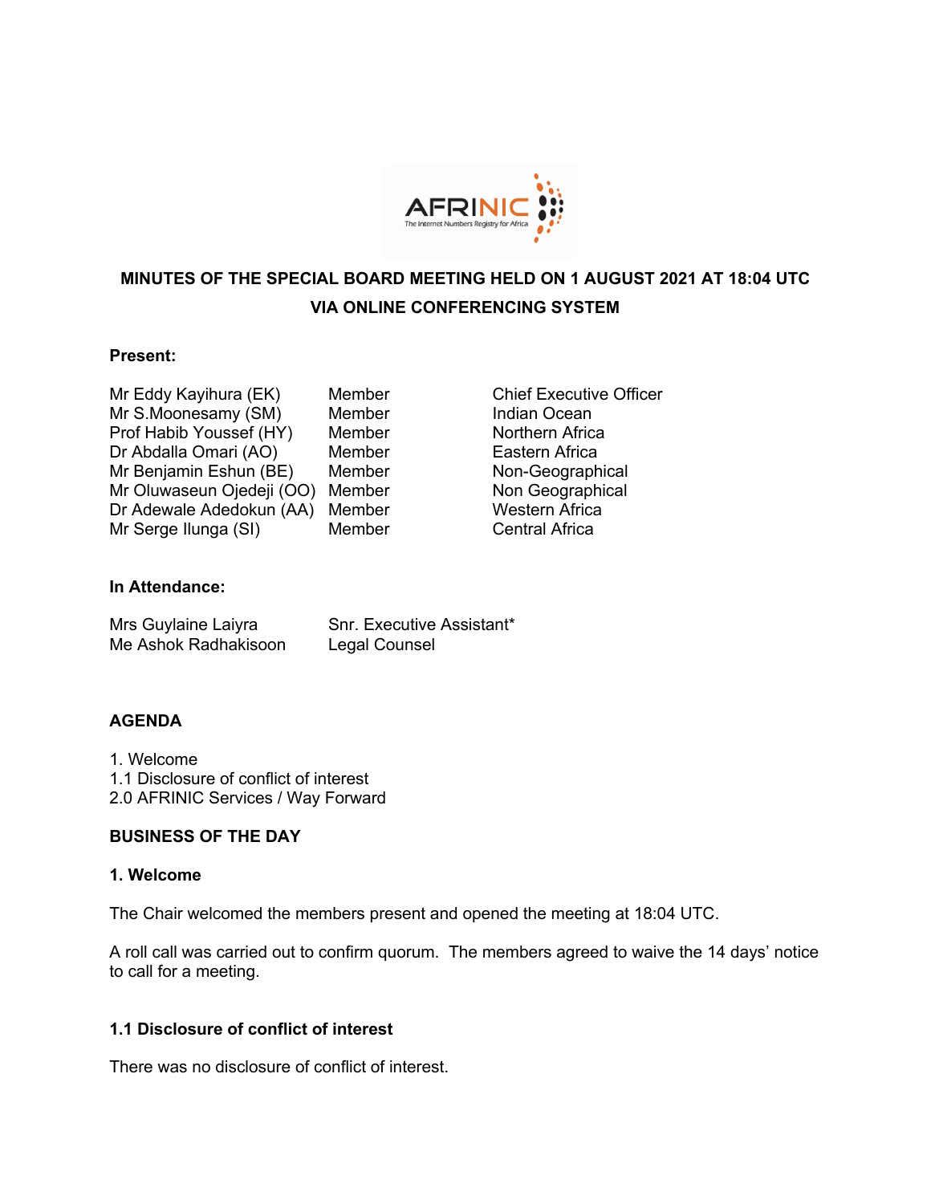# MINUTES OF THE SPECIAL BOARD MEETING HELD ON 1 AUGUST 2021 AT 18:04 UTC VIA ONLINE CONFERENCING SYSTEM

**Present:**

| | | |
|---|---|---|
| Mr Eddy Kayihura (EK) | Member | Chief Executive Officer |
| Mr S.Moonesamy (SM) | Member | Indian Ocean |
| Prof Habib Youssef (HY) | Member | Northern Africa |
| Dr Abdalla Omari (AO) | Member | Eastern Africa |
| Mr Benjamin Eshun (BE) | Member | Non-Geographical |
| Mr Oluwaseun Ojedeji (OO) | Member | Non Geographical |
| Dr Adewale Adedokun (AA) | Member | Western Africa |
| Mr Serge Ilunga (SI) | Member | Central Africa |

**In Attendance:**

| | |
|---|---|
| Mrs Guylaine Laiyra | Snr. Executive Assistant* |
| Me Ashok Radhakisoon | Legal Counsel |

**AGENDA**

1. Welcome
1.1 Disclosure of conflict of interest
2.0 AFRINIC Services / Way Forward

**BUSINESS OF THE DAY**

**1. Welcome**

The Chair welcomed the members present and opened the meeting at 18:04 UTC.

A roll call was carried out to confirm quorum. The members agreed to waive the 14 days' notice to call for a meeting.

**1.1 Disclosure of conflict of interest**

There was no disclosure of conflict of interest.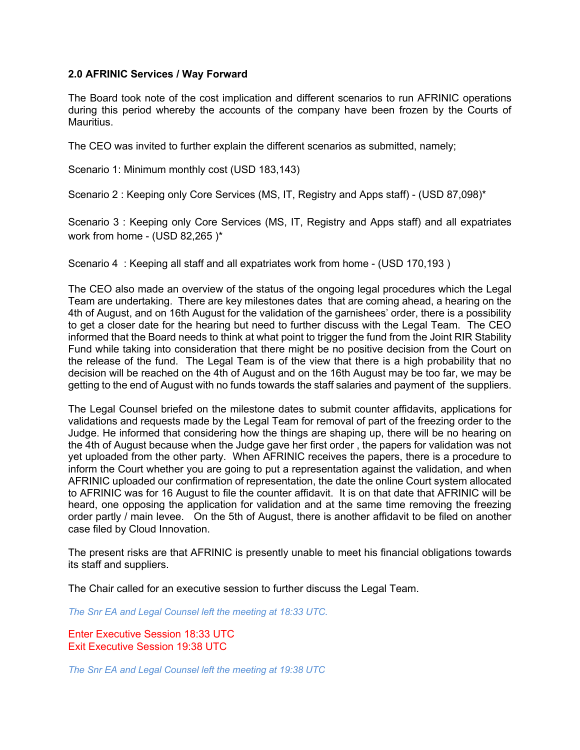### 2.0 AFRINIC Services / Way Forward

The Board took note of the cost implication and different scenarios to run AFRINIC operations during this period whereby the accounts of the company have been frozen by the Courts of Mauritius.

The CEO was invited to further explain the different scenarios as submitted, namely;

Scenario 1: Minimum monthly cost (USD 183,143)

Scenario 2 : Keeping only Core Services (MS, IT, Registry and Apps staff) - (USD 87,098)*

Scenario 3 : Keeping only Core Services (MS, IT, Registry and Apps staff) and all expatriates work from home - (USD 82,265 )*

Scenario 4 : Keeping all staff and all expatriates work from home - (USD 170,193 )

The CEO also made an overview of the status of the ongoing legal procedures which the Legal Team are undertaking. There are key milestones dates that are coming ahead, a hearing on the 4th of August, and on 16th August for the validation of the garnishees' order, there is a possibility to get a closer date for the hearing but need to further discuss with the Legal Team. The CEO informed that the Board needs to think at what point to trigger the fund from the Joint RIR Stability Fund while taking into consideration that there might be no positive decision from the Court on the release of the fund. The Legal Team is of the view that there is a high probability that no decision will be reached on the 4th of August and on the 16th August may be too far, we may be getting to the end of August with no funds towards the staff salaries and payment of the suppliers.

The Legal Counsel briefed on the milestone dates to submit counter affidavits, applications for validations and requests made by the Legal Team for removal of part of the freezing order to the Judge. He informed that considering how the things are shaping up, there will be no hearing on the 4th of August because when the Judge gave her first order , the papers for validation was not yet uploaded from the other party. When AFRINIC receives the papers, there is a procedure to inform the Court whether you are going to put a representation against the validation, and when AFRINIC uploaded our confirmation of representation, the date the online Court system allocated to AFRINIC was for 16 August to file the counter affidavit. It is on that date that AFRINIC will be heard, one opposing the application for validation and at the same time removing the freezing order partly / main levee. On the 5th of August, there is another affidavit to be filed on another case filed by Cloud Innovation.

The present risks are that AFRINIC is presently unable to meet his financial obligations towards its staff and suppliers.

The Chair called for an executive session to further discuss the Legal Team.

*The Snr EA and Legal Counsel left the meeting at 18:33 UTC.*

Enter Executive Session 18:33 UTC
Exit Executive Session 19:38 UTC

*The Snr EA and Legal Counsel left the meeting at 19:38 UTC*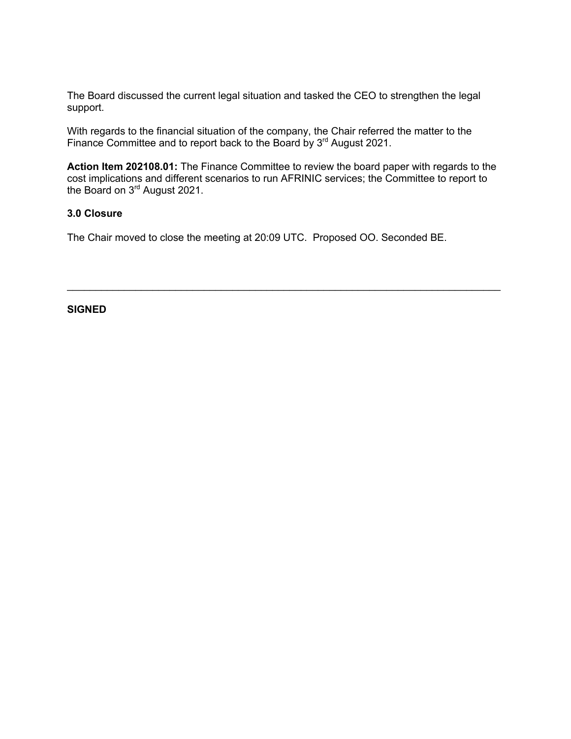The Board discussed the current legal situation and tasked the CEO to strengthen the legal support.

With regards to the financial situation of the company, the Chair referred the matter to the Finance Committee and to report back to the Board by 3rd August 2021.

**Action Item 202108.01:** The Finance Committee to review the board paper with regards to the cost implications and different scenarios to run AFRINIC services; the Committee to report to the Board on 3rd August 2021.

### 3.0 Closure

The Chair moved to close the meeting at 20:09 UTC. Proposed OO. Seconded BE.

---

**SIGNED**